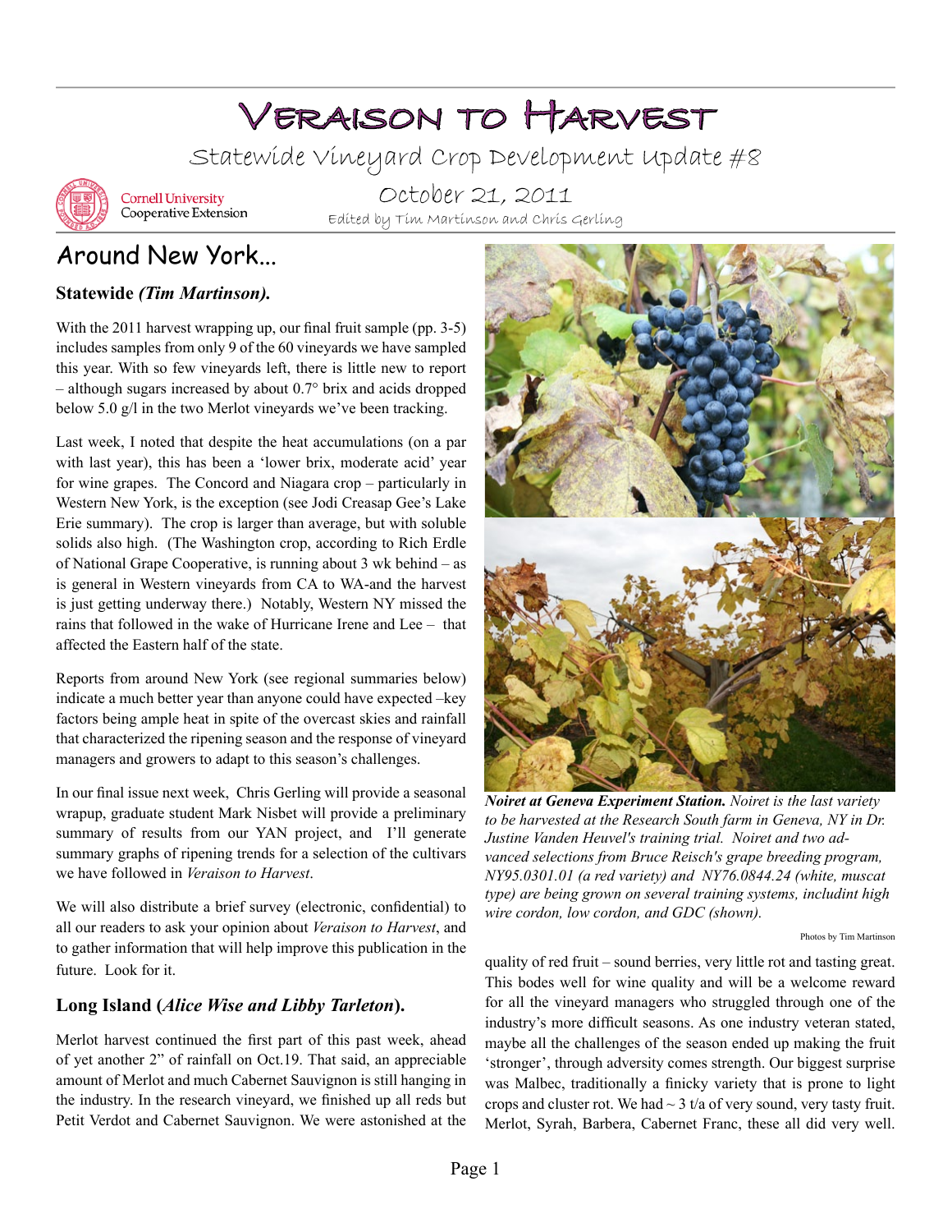# Veraison to Harvest

## Statewide Vineyard Crop Development Update #8

Cornell University Cooperative Extension

October 21, 2011

Edited by Tim Martinson and Chris Gerling

## Around New York...

### Statewide *(Tim Martinson).*

With the 2011 harvest wrapping up, our final fruit sample (pp. 3-5) includes samples from only 9 of the 60 vineyards we have sampled this year. With so few vineyards left, there is little new to report – although sugars increased by about 0.7° brix and acids dropped below 5.0 g/l in the two Merlot vineyards we've been tracking.

Last week, I noted that despite the heat accumulations (on a par with last year), this has been a 'lower brix, moderate acid' year for wine grapes. The Concord and Niagara crop – particularly in Western New York, is the exception (see Jodi Creasap Gee's Lake Erie summary). The crop is larger than average, but with soluble solids also high. (The Washington crop, according to Rich Erdle of National Grape Cooperative, is running about 3 wk behind – as is general in Western vineyards from CA to WA-and the harvest is just getting underway there.) Notably, Western NY missed the rains that followed in the wake of Hurricane Irene and Lee – that affected the Eastern half of the state.

Reports from around New York (see regional summaries below) indicate a much better year than anyone could have expected –key factors being ample heat in spite of the overcast skies and rainfall that characterized the ripening season and the response of vineyard managers and growers to adapt to this season's challenges.

In our final issue next week, Chris Gerling will provide a seasonal wrapup, graduate student Mark Nisbet will provide a preliminary summary of results from our YAN project, and I'll generate summary graphs of ripening trends for a selection of the cultivars we have followed in *Veraison to Harvest*.

We will also distribute a brief survey (electronic, confidential) to all our readers to ask your opinion about *Veraison to Harvest*, and to gather information that will help improve this publication in the future. Look for it.

### Long Island (*Alice Wise and Libby Tarleton*).

Merlot harvest continued the first part of this past week, ahead of yet another 2" of rainfall on Oct.19. That said, an appreciable amount of Merlot and much Cabernet Sauvignon is still hanging in the industry. In the research vineyard, we finished up all reds but Petit Verdot and Cabernet Sauvignon. We were astonished at the quality of red fruit – sound berries, very little rot and tasting great. This bodes well for wine quality and will be a welcome reward for all the vineyard managers who struggled through one of the industry's more difficult seasons. As one industry veteran stated, maybe all the challenges of the season ended up making the fruit 'stronger', through adversity comes strength. Our biggest surprise was Malbec, traditionally a finicky variety that is prone to light crops and cluster rot. We had ~ 3 t/a of very sound, very tasty fruit. Merlot, Syrah, Barbera, Cabernet Franc, these all did very well.

***Noiret at Geneva Experiment Station.*** *Noiret is the last variety to be harvested at the Research South farm in Geneva, NY in Dr. Justine Vanden Heuvel's training trial. Noiret and two advanced selections from Bruce Reisch's grape breeding program, NY95.0301.01 (a red variety) and NY76.0844.24 (white, muscat type) are being grown on several training systems, includint high wire cordon, low cordon, and GDC (shown).*

Photos by Tim Martinson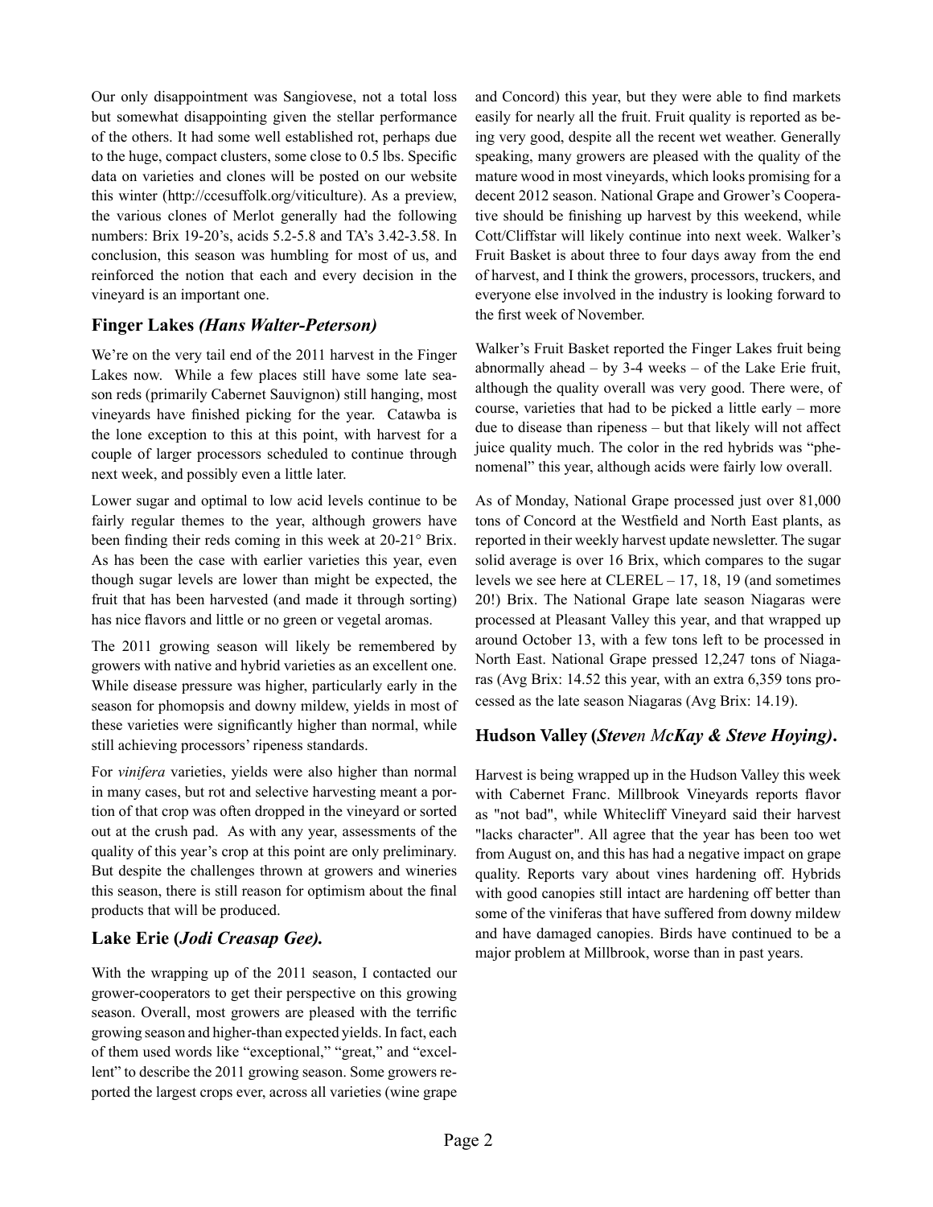Our only disappointment was Sangiovese, not a total loss but somewhat disappointing given the stellar performance of the others. It had some well established rot, perhaps due to the huge, compact clusters, some close to 0.5 lbs. Specific data on varieties and clones will be posted on our website this winter (http://ccesuffolk.org/viticulture). As a preview, the various clones of Merlot generally had the following numbers: Brix 19-20's, acids 5.2-5.8 and TA's 3.42-3.58. In conclusion, this season was humbling for most of us, and reinforced the notion that each and every decision in the vineyard is an important one.

## Finger Lakes *(Hans Walter-Peterson)*

We're on the very tail end of the 2011 harvest in the Finger Lakes now. While a few places still have some late season reds (primarily Cabernet Sauvignon) still hanging, most vineyards have finished picking for the year. Catawba is the lone exception to this at this point, with harvest for a couple of larger processors scheduled to continue through next week, and possibly even a little later.

Lower sugar and optimal to low acid levels continue to be fairly regular themes to the year, although growers have been finding their reds coming in this week at 20-21° Brix. As has been the case with earlier varieties this year, even though sugar levels are lower than might be expected, the fruit that has been harvested (and made it through sorting) has nice flavors and little or no green or vegetal aromas.

The 2011 growing season will likely be remembered by growers with native and hybrid varieties as an excellent one. While disease pressure was higher, particularly early in the season for phomopsis and downy mildew, yields in most of these varieties were significantly higher than normal, while still achieving processors' ripeness standards.

For *vinifera* varieties, yields were also higher than normal in many cases, but rot and selective harvesting meant a portion of that crop was often dropped in the vineyard or sorted out at the crush pad. As with any year, assessments of the quality of this year's crop at this point are only preliminary. But despite the challenges thrown at growers and wineries this season, there is still reason for optimism about the final products that will be produced.

## Lake Erie (*Jodi Creasap Gee).*

With the wrapping up of the 2011 season, I contacted our grower-cooperators to get their perspective on this growing season. Overall, most growers are pleased with the terrific growing season and higher-than expected yields. In fact, each of them used words like "exceptional," "great," and "excellent" to describe the 2011 growing season. Some growers reported the largest crops ever, across all varieties (wine grape and Concord) this year, but they were able to find markets easily for nearly all the fruit. Fruit quality is reported as being very good, despite all the recent wet weather. Generally speaking, many growers are pleased with the quality of the mature wood in most vineyards, which looks promising for a decent 2012 season. National Grape and Grower's Cooperative should be finishing up harvest by this weekend, while Cott/Cliffstar will likely continue into next week. Walker's Fruit Basket is about three to four days away from the end of harvest, and I think the growers, processors, truckers, and everyone else involved in the industry is looking forward to the first week of November.

Walker's Fruit Basket reported the Finger Lakes fruit being abnormally ahead – by 3-4 weeks – of the Lake Erie fruit, although the quality overall was very good. There were, of course, varieties that had to be picked a little early – more due to disease than ripeness – but that likely will not affect juice quality much. The color in the red hybrids was "phenomenal" this year, although acids were fairly low overall.

As of Monday, National Grape processed just over 81,000 tons of Concord at the Westfield and North East plants, as reported in their weekly harvest update newsletter. The sugar solid average is over 16 Brix, which compares to the sugar levels we see here at CLEREL – 17, 18, 19 (and sometimes 20!) Brix. The National Grape late season Niagaras were processed at Pleasant Valley this year, and that wrapped up around October 13, with a few tons left to be processed in North East. National Grape pressed 12,247 tons of Niagaras (Avg Brix: 14.52 this year, with an extra 6,359 tons processed as the late season Niagaras (Avg Brix: 14.19).

## Hudson Valley (*Steven McKay & Steve Hoying)*.

Harvest is being wrapped up in the Hudson Valley this week with Cabernet Franc. Millbrook Vineyards reports flavor as "not bad", while Whitecliff Vineyard said their harvest "lacks character". All agree that the year has been too wet from August on, and this has had a negative impact on grape quality. Reports vary about vines hardening off. Hybrids with good canopies still intact are hardening off better than some of the viniferas that have suffered from downy mildew and have damaged canopies. Birds have continued to be a major problem at Millbrook, worse than in past years.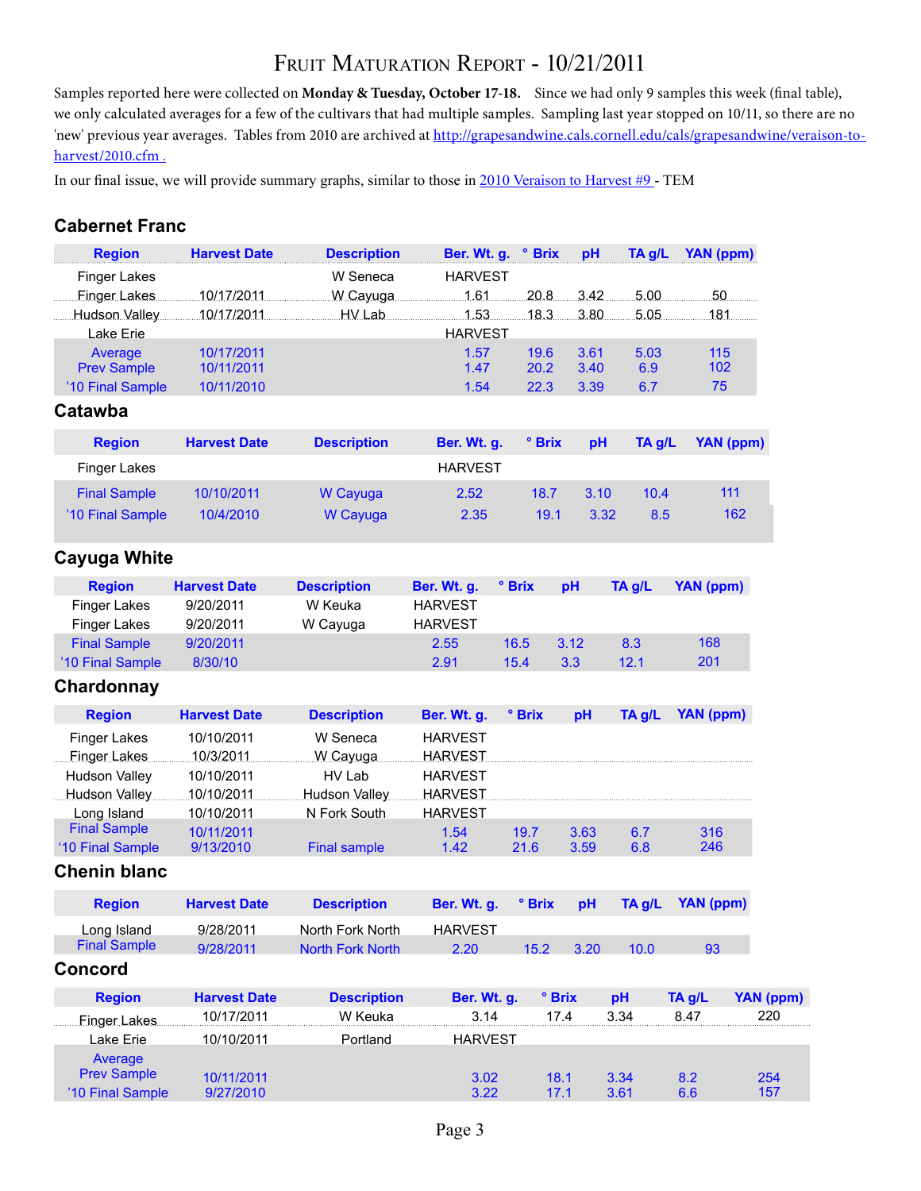# Fruit Maturation Report - 10/21/2011

Samples reported here were collected on **Monday & Tuesday, October 17-18.** Since we had only 9 samples this week (final table), we only calculated averages for a few of the cultivars that had multiple samples. Sampling last year stopped on 10/11, so there are no 'new' previous year averages. Tables from 2010 are archived at http://grapesandwine.cals.cornell.edu/cals/grapesandwine/veraison-to-harvest/2010.cfm .

In our final issue, we will provide summary graphs, similar to those in 2010 Veraison to Harvest #9 - TEM

## Cabernet Franc

| Region | Harvest Date | Description | Ber. Wt. g. | ° Brix | pH | TA g/L | YAN (ppm) |
|---|---|---|---|---|---|---|---|
| Finger Lakes | | W Seneca | HARVEST | | | | |
| Finger Lakes | 10/17/2011 | W Cayuga | 1.61 | 20.8 | 3.42 | 5.00 | 50 |
| Hudson Valley | 10/17/2011 | HV Lab | 1.53 | 18.3 | 3.80 | 5.05 | 181 |
| Lake Erie | | | HARVEST | | | | |
| Average | 10/17/2011 | | 1.57 | 19.6 | 3.61 | 5.03 | 115 |
| Prev Sample | 10/11/2011 | | 1.47 | 20.2 | 3.40 | 6.9 | 102 |
| '10 Final Sample | 10/11/2010 | | 1.54 | 22.3 | 3.39 | 6.7 | 75 |

## Catawba

| Region | Harvest Date | Description | Ber. Wt. g. | ° Brix | pH | TA g/L | YAN (ppm) |
|---|---|---|---|---|---|---|---|
| Finger Lakes | | | HARVEST | | | | |
| Final Sample | 10/10/2011 | W Cayuga | 2.52 | 18.7 | 3.10 | 10.4 | 111 |
| '10 Final Sample | 10/4/2010 | W Cayuga | 2.35 | 19.1 | 3.32 | 8.5 | 162 |

## Cayuga White

| Region | Harvest Date | Description | Ber. Wt. g. | ° Brix | pH | TA g/L | YAN (ppm) |
|---|---|---|---|---|---|---|---|
| Finger Lakes | 9/20/2011 | W Keuka | HARVEST | | | | |
| Finger Lakes | 9/20/2011 | W Cayuga | HARVEST | | | | |
| Final Sample | 9/20/2011 | | 2.55 | 16.5 | 3.12 | 8.3 | 168 |
| '10 Final Sample | 8/30/10 | | 2.91 | 15.4 | 3.3 | 12.1 | 201 |

## Chardonnay

| Region | Harvest Date | Description | Ber. Wt. g. | ° Brix | pH | TA g/L | YAN (ppm) |
|---|---|---|---|---|---|---|---|
| Finger Lakes | 10/10/2011 | W Seneca | HARVEST | | | | |
| Finger Lakes | 10/3/2011 | W Cayuga | HARVEST | | | | |
| Hudson Valley | 10/10/2011 | HV Lab | HARVEST | | | | |
| Hudson Valley | 10/10/2011 | Hudson Valley | HARVEST | | | | |
| Long Island | 10/10/2011 | N Fork South | HARVEST | | | | |
| Final Sample | 10/11/2011 | | 1.54 | 19.7 | 3.63 | 6.7 | 316 |
| '10 Final Sample | 9/13/2010 | Final sample | 1.42 | 21.6 | 3.59 | 6.8 | 246 |

## Chenin blanc

| Region | Harvest Date | Description | Ber. Wt. g. | ° Brix | pH | TA g/L | YAN (ppm) |
|---|---|---|---|---|---|---|---|
| Long Island | 9/28/2011 | North Fork North | HARVEST | | | | |
| Final Sample | 9/28/2011 | North Fork North | 2.20 | 15.2 | 3.20 | 10.0 | 93 |

## Concord

| Region | Harvest Date | Description | Ber. Wt. g. | ° Brix | pH | TA g/L | YAN (ppm) |
|---|---|---|---|---|---|---|---|
| Finger Lakes | 10/17/2011 | W Keuka | 3.14 | 17.4 | 3.34 | 8.47 | 220 |
| Lake Erie | 10/10/2011 | Portland | HARVEST | | | | |
| Average | | | | | | | |
| Prev Sample | 10/11/2011 | | 3.02 | 18.1 | 3.34 | 8.2 | 254 |
| '10 Final Sample | 9/27/2010 | | 3.22 | 17.1 | 3.61 | 6.6 | 157 |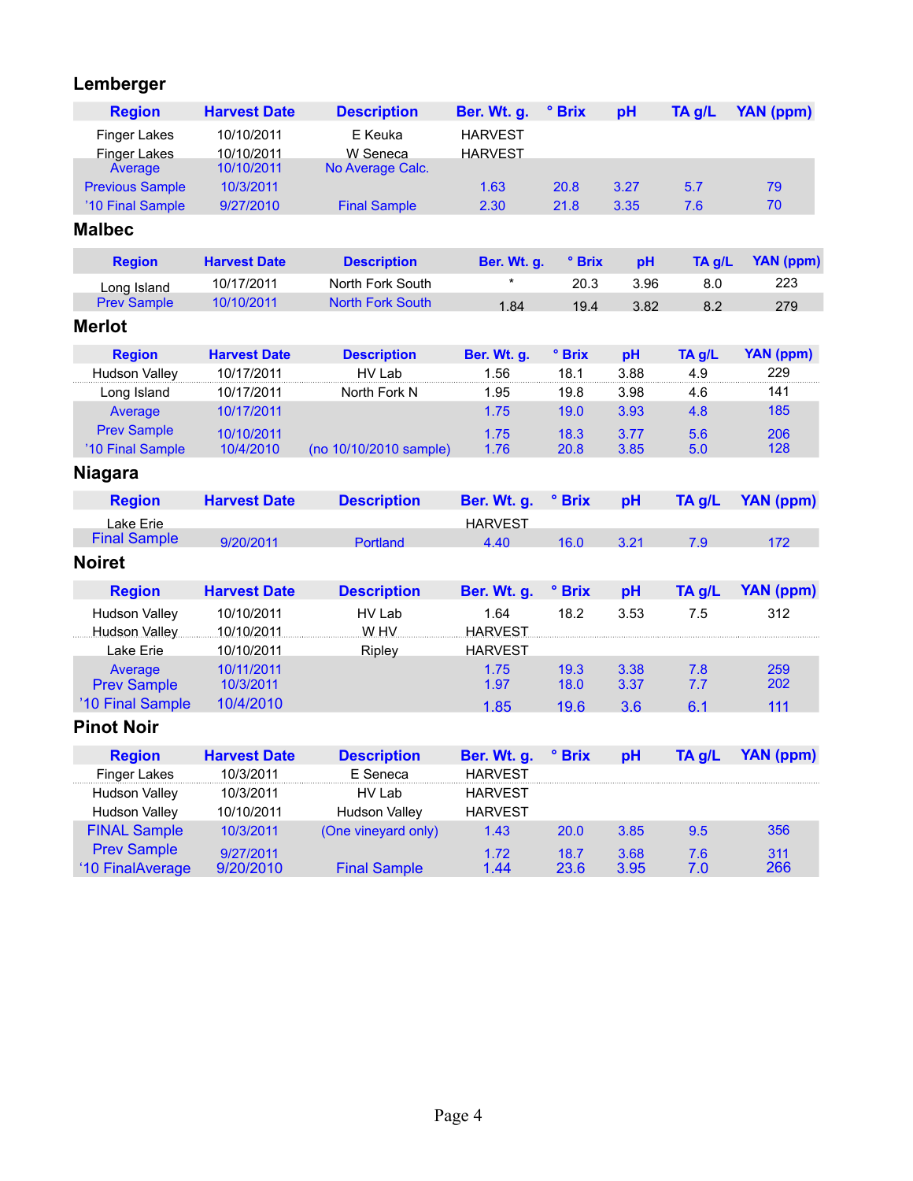## Lemberger

| Region | Harvest Date | Description | Ber. Wt. g. | ° Brix | pH | TA g/L | YAN (ppm) |
|---|---|---|---|---|---|---|---|
| Finger Lakes | 10/10/2011 | E Keuka | HARVEST | | | | |
| Finger Lakes | 10/10/2011 | W Seneca | HARVEST | | | | |
| Average | 10/10/2011 | No Average Calc. | | | | | |
| Previous Sample | 10/3/2011 | | 1.63 | 20.8 | 3.27 | 5.7 | 79 |
| '10 Final Sample | 9/27/2010 | Final Sample | 2.30 | 21.8 | 3.35 | 7.6 | 70 |

## Malbec

| Region | Harvest Date | Description | Ber. Wt. g. | ° Brix | pH | TA g/L | YAN (ppm) |
|---|---|---|---|---|---|---|---|
| Long Island | 10/17/2011 | North Fork South | * | 20.3 | 3.96 | 8.0 | 223 |
| Prev Sample | 10/10/2011 | North Fork South | 1.84 | 19.4 | 3.82 | 8.2 | 279 |

## Merlot

| Region | Harvest Date | Description | Ber. Wt. g. | ° Brix | pH | TA g/L | YAN (ppm) |
|---|---|---|---|---|---|---|---|
| Hudson Valley | 10/17/2011 | HV Lab | 1.56 | 18.1 | 3.88 | 4.9 | 229 |
| Long Island | 10/17/2011 | North Fork N | 1.95 | 19.8 | 3.98 | 4.6 | 141 |
| Average | 10/17/2011 | | 1.75 | 19.0 | 3.93 | 4.8 | 185 |
| Prev Sample | 10/10/2011 | | 1.75 | 18.3 | 3.77 | 5.6 | 206 |
| '10 Final Sample | 10/4/2010 | (no 10/10/2010 sample) | 1.76 | 20.8 | 3.85 | 5.0 | 128 |

## Niagara

| Region | Harvest Date | Description | Ber. Wt. g. | ° Brix | pH | TA g/L | YAN (ppm) |
|---|---|---|---|---|---|---|---|
| Lake Erie | | | HARVEST | | | | |
| Final Sample | 9/20/2011 | Portland | 4.40 | 16.0 | 3.21 | 7.9 | 172 |

## Noiret

| Region | Harvest Date | Description | Ber. Wt. g. | ° Brix | pH | TA g/L | YAN (ppm) |
|---|---|---|---|---|---|---|---|
| Hudson Valley | 10/10/2011 | HV Lab | 1.64 | 18.2 | 3.53 | 7.5 | 312 |
| Hudson Valley | 10/10/2011 | W HV | HARVEST | | | | |
| Lake Erie | 10/10/2011 | Ripley | HARVEST | | | | |
| Average | 10/11/2011 | | 1.75 | 19.3 | 3.38 | 7.8 | 259 |
| Prev Sample | 10/3/2011 | | 1.97 | 18.0 | 3.37 | 7.7 | 202 |
| '10 Final Sample | 10/4/2010 | | 1.85 | 19.6 | 3.6 | 6.1 | 111 |

## Pinot Noir

| Region | Harvest Date | Description | Ber. Wt. g. | ° Brix | pH | TA g/L | YAN (ppm) |
|---|---|---|---|---|---|---|---|
| Finger Lakes | 10/3/2011 | E Seneca | HARVEST | | | | |
| Hudson Valley | 10/3/2011 | HV Lab | HARVEST | | | | |
| Hudson Valley | 10/10/2011 | Hudson Valley | HARVEST | | | | |
| FINAL Sample | 10/3/2011 | (One vineyard only) | 1.43 | 20.0 | 3.85 | 9.5 | 356 |
| Prev Sample | 9/27/2011 | | 1.72 | 18.7 | 3.68 | 7.6 | 311 |
| '10 FinalAverage | 9/20/2010 | Final Sample | 1.44 | 23.6 | 3.95 | 7.0 | 266 |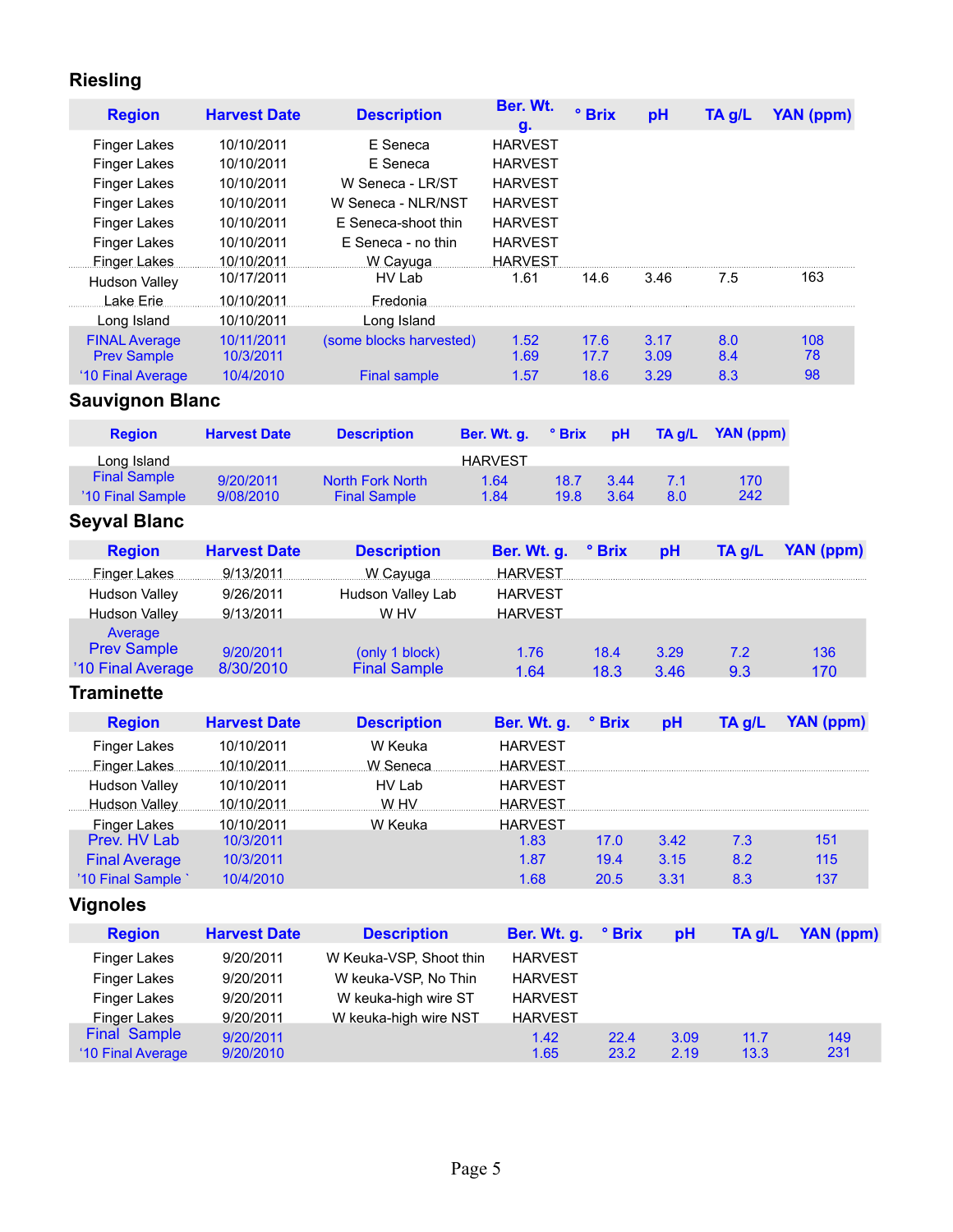## Riesling

| Region | Harvest Date | Description | Ber. Wt. g. | ° Brix | pH | TA g/L | YAN (ppm) |
|---|---|---|---|---|---|---|---|
| Finger Lakes | 10/10/2011 | E Seneca | HARVEST | | | | |
| Finger Lakes | 10/10/2011 | E Seneca | HARVEST | | | | |
| Finger Lakes | 10/10/2011 | W Seneca - LR/ST | HARVEST | | | | |
| Finger Lakes | 10/10/2011 | W Seneca - NLR/NST | HARVEST | | | | |
| Finger Lakes | 10/10/2011 | E Seneca-shoot thin | HARVEST | | | | |
| Finger Lakes | 10/10/2011 | E Seneca - no thin | HARVEST | | | | |
| Finger Lakes | 10/10/2011 | W Cayuga | HARVEST | | | | |
| Hudson Valley | 10/17/2011 | HV Lab | 1.61 | 14.6 | 3.46 | 7.5 | 163 |
| Lake Erie | 10/10/2011 | Fredonia | | | | | |
| Long Island | 10/10/2011 | Long Island | | | | | |
| FINAL Average | 10/11/2011 | (some blocks harvested) | 1.52 | 17.6 | 3.17 | 8.0 | 108 |
| Prev Sample | 10/3/2011 | | 1.69 | 17.7 | 3.09 | 8.4 | 78 |
| '10 Final Average | 10/4/2010 | Final sample | 1.57 | 18.6 | 3.29 | 8.3 | 98 |

## Sauvignon Blanc

| Region | Harvest Date | Description | Ber. Wt. g. | ° Brix | pH | TA g/L | YAN (ppm) |
|---|---|---|---|---|---|---|---|
| Long Island | | | HARVEST | | | | |
| Final Sample | 9/20/2011 | North Fork North | 1.64 | 18.7 | 3.44 | 7.1 | 170 |
| '10 Final Sample | 9/08/2010 | Final Sample | 1.84 | 19.8 | 3.64 | 8.0 | 242 |

## Seyval Blanc

| Region | Harvest Date | Description | Ber. Wt. g. | ° Brix | pH | TA g/L | YAN (ppm) |
|---|---|---|---|---|---|---|---|
| Finger Lakes | 9/13/2011 | W Cayuga | HARVEST | | | | |
| Hudson Valley | 9/26/2011 | Hudson Valley Lab | HARVEST | | | | |
| Hudson Valley | 9/13/2011 | W HV | HARVEST | | | | |
| Average | | | | | | | |
| Prev Sample | 9/20/2011 | (only 1 block) | 1.76 | 18.4 | 3.29 | 7.2 | 136 |
| '10 Final Average | 8/30/2010 | Final Sample | 1.64 | 18.3 | 3.46 | 9.3 | 170 |

## Traminette

| Region | Harvest Date | Description | Ber. Wt. g. | ° Brix | pH | TA g/L | YAN (ppm) |
|---|---|---|---|---|---|---|---|
| Finger Lakes | 10/10/2011 | W Keuka | HARVEST | | | | |
| Finger Lakes | 10/10/2011 | W Seneca | HARVEST | | | | |
| Hudson Valley | 10/10/2011 | HV Lab | HARVEST | | | | |
| Hudson Valley | 10/10/2011 | W HV | HARVEST | | | | |
| Finger Lakes | 10/10/2011 | W Keuka | HARVEST | | | | |
| Prev. HV Lab | 10/3/2011 | | 1.83 | 17.0 | 3.42 | 7.3 | 151 |
| Final Average | 10/3/2011 | | 1.87 | 19.4 | 3.15 | 8.2 | 115 |
| '10 Final Sample ` | 10/4/2010 | | 1.68 | 20.5 | 3.31 | 8.3 | 137 |

## Vignoles

| Region | Harvest Date | Description | Ber. Wt. g. | ° Brix | pH | TA g/L | YAN (ppm) |
|---|---|---|---|---|---|---|---|
| Finger Lakes | 9/20/2011 | W Keuka-VSP, Shoot thin | HARVEST | | | | |
| Finger Lakes | 9/20/2011 | W keuka-VSP, No Thin | HARVEST | | | | |
| Finger Lakes | 9/20/2011 | W keuka-high wire ST | HARVEST | | | | |
| Finger Lakes | 9/20/2011 | W keuka-high wire NST | HARVEST | | | | |
| Final Sample | 9/20/2011 | | 1.42 | 22.4 | 3.09 | 11.7 | 149 |
| '10 Final Average | 9/20/2010 | | 1.65 | 23.2 | 2.19 | 13.3 | 231 |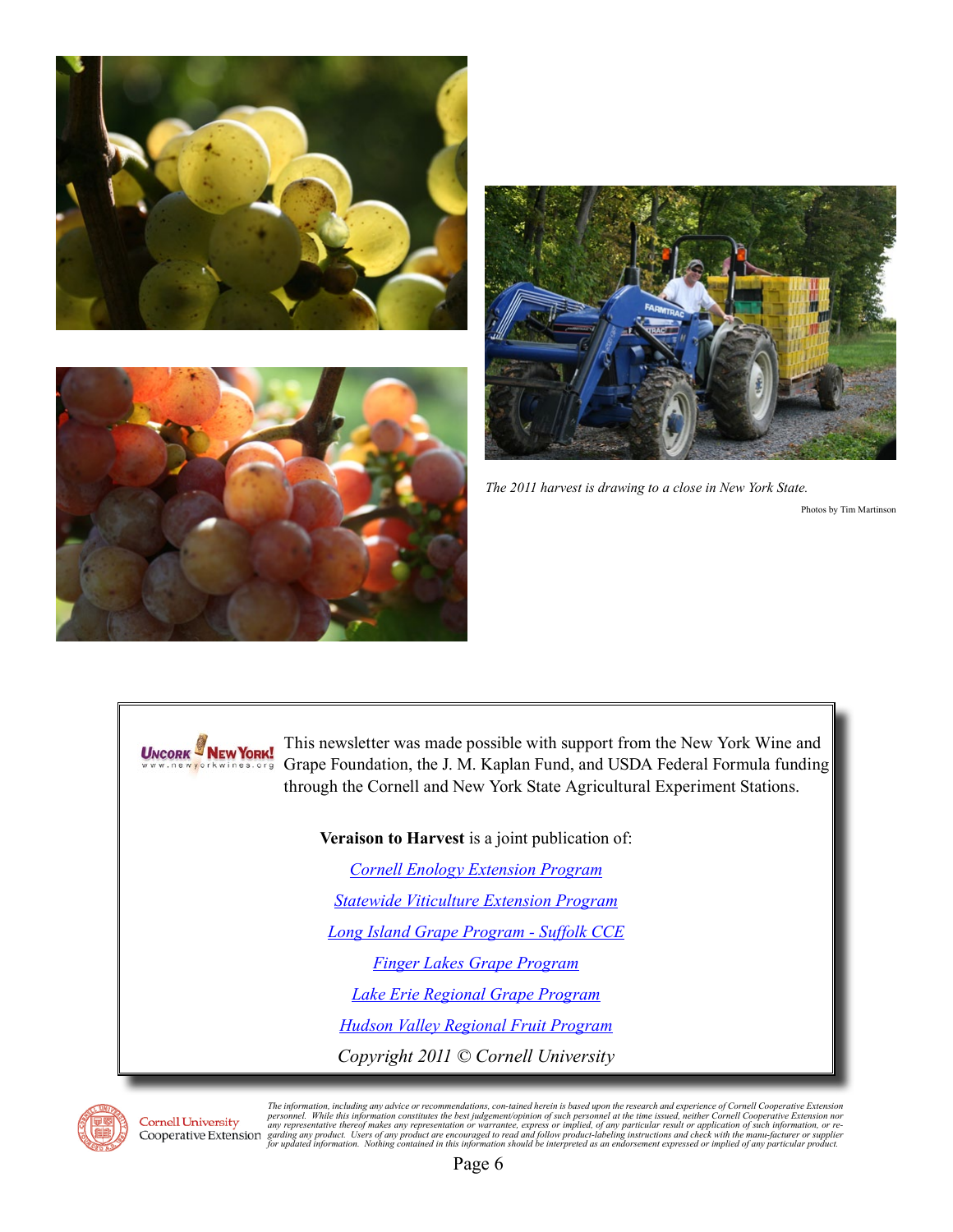*The 2011 harvest is drawing to a close in New York State.*

Photos by Tim Martinson

This newsletter was made possible with support from the New York Wine and Grape Foundation, the J. M. Kaplan Fund, and USDA Federal Formula funding through the Cornell and New York State Agricultural Experiment Stations.

**Veraison to Harvest** is a joint publication of:

[Cornell Enology Extension Program]

[Statewide Viticulture Extension Program]

[Long Island Grape Program - Suffolk CCE]

[Finger Lakes Grape Program]

[Lake Erie Regional Grape Program]

[Hudson Valley Regional Fruit Program]

*Copyright 2011 © Cornell University*

Cornell University Cooperative Extension

*The information, including any advice or recommendations, con-tained herein is based upon the research and experience of Cornell Cooperative Extension personnel. While this information constitutes the best judgement/opinion of such personnel at the time issued, neither Cornell Cooperative Extension nor any representative thereof makes any representation or warrantee, express or implied, of any particular result or application of such information, or regarding any product. Users of any product are encouraged to read and follow product-labeling instructions and check with the manu-facturer or supplier for updated information. Nothing contained in this information should be interpreted as an endorsement expressed or implied of any particular product.*